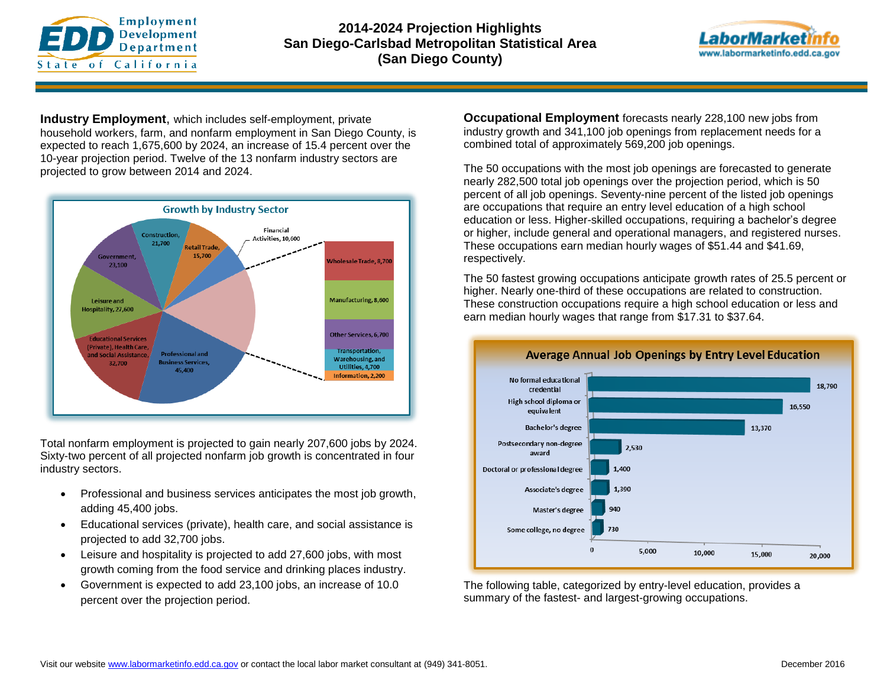# 2014-2024 Projection Highlights
# San Diego-Carlsbad Metropolitan Statistical Area
# (San Diego County)

**Industry Employment**, which includes self-employment, private household workers, farm, and nonfarm employment in San Diego County, is expected to reach 1,675,600 by 2024, an increase of 15.4 percent over the 10-year projection period. Twelve of the 13 nonfarm industry sectors are projected to grow between 2014 and 2024.

**Growth by Industry Sector**

| Industry Sector | Jobs |
| --- | --- |
| Professional and Business Services | 45,400 |
| Educational Services (Private), Health Care, and Social Assistance | 32,700 |
| Leisure and Hospitality | 27,600 |
| Government | 23,100 |
| Construction | 21,700 |
| Retail Trade | 15,700 |
| Financial Activities | 10,600 |
| Wholesale Trade | 8,700 |
| Manufacturing | 8,600 |
| Other Services | 6,700 |
| Transportation, Warehousing, and Utilities | 4,700 |
| Information | 2,200 |

Total nonfarm employment is projected to gain nearly 207,600 jobs by 2024. Sixty-two percent of all projected nonfarm job growth is concentrated in four industry sectors.

- Professional and business services anticipates the most job growth, adding 45,400 jobs.
- Educational services (private), health care, and social assistance is projected to add 32,700 jobs.
- Leisure and hospitality is projected to add 27,600 jobs, with most growth coming from the food service and drinking places industry.
- Government is expected to add 23,100 jobs, an increase of 10.0 percent over the projection period.

**Occupational Employment** forecasts nearly 228,100 new jobs from industry growth and 341,100 job openings from replacement needs for a combined total of approximately 569,200 job openings.

The 50 occupations with the most job openings are forecasted to generate nearly 282,500 total job openings over the projection period, which is 50 percent of all job openings. Seventy-nine percent of the listed job openings are occupations that require an entry level education of a high school education or less. Higher-skilled occupations, requiring a bachelor's degree or higher, include general and operational managers, and registered nurses. These occupations earn median hourly wages of $51.44 and $41.69, respectively.

The 50 fastest growing occupations anticipate growth rates of 25.5 percent or higher. Nearly one-third of these occupations are related to construction. These construction occupations require a high school education or less and earn median hourly wages that range from $17.31 to $37.64.

**Average Annual Job Openings by Entry Level Education**

| Entry Level Education | Average Annual Job Openings |
| --- | --- |
| No formal educational credential | 18,790 |
| High school diploma or equivalent | 16,550 |
| Bachelor's degree | 13,370 |
| Postsecondary non-degree award | 2,530 |
| Doctoral or professional degree | 1,400 |
| Associate's degree | 1,390 |
| Master's degree | 940 |
| Some college, no degree | 730 |

The following table, categorized by entry-level education, provides a summary of the fastest- and largest-growing occupations.

Visit our website www.labormarketinfo.edd.ca.gov or contact the local labor market consultant at (949) 341-8051.

December 2016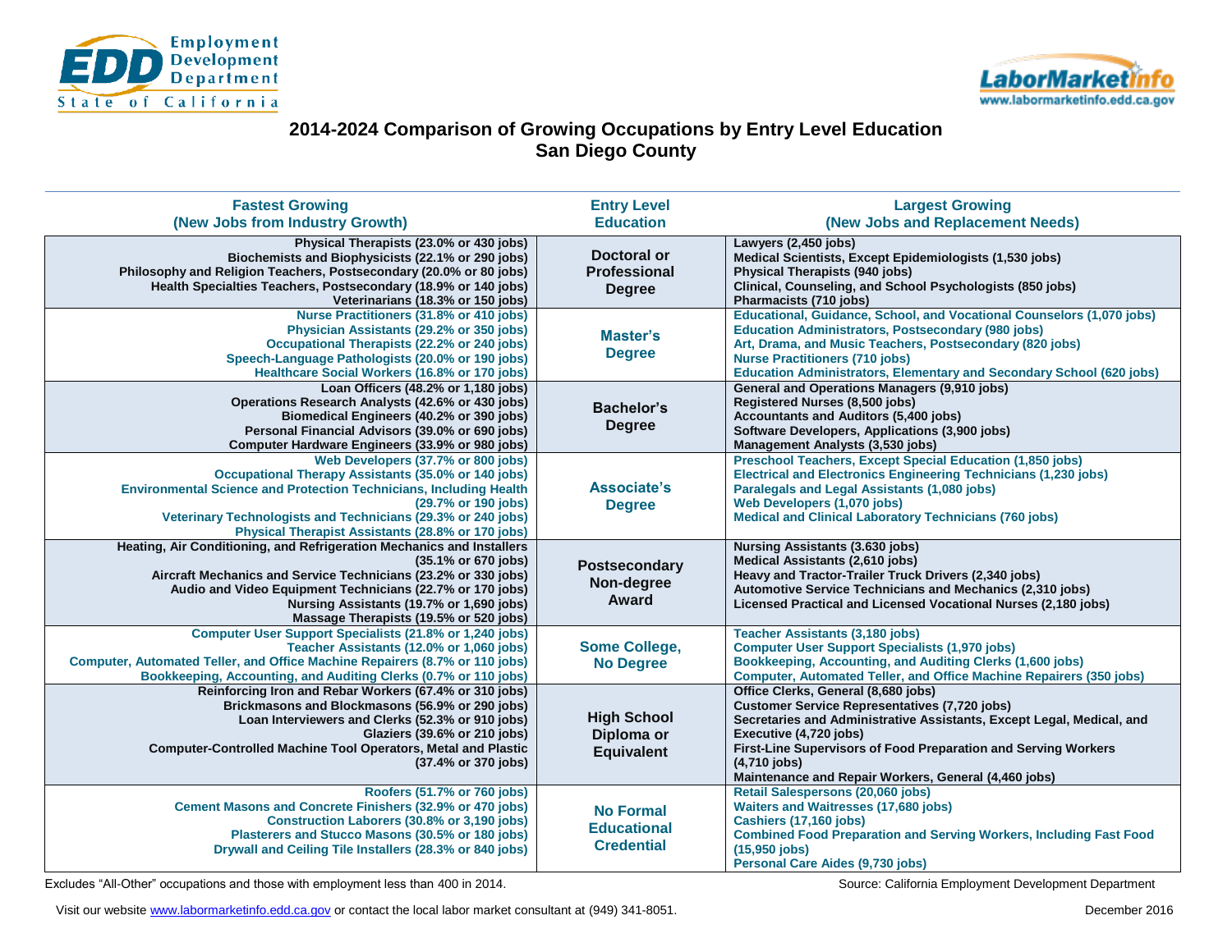Employment Development Department
State of California

LaborMarketinfo
www.labormarketinfo.edd.ca.gov

# 2014-2024 Comparison of Growing Occupations by Entry Level Education
## San Diego County

| Fastest Growing (New Jobs from Industry Growth) | Entry Level Education | Largest Growing (New Jobs and Replacement Needs) |
|---|---|---|
| Physical Therapists (23.0% or 430 jobs)<br>Biochemists and Biophysicists (22.1% or 290 jobs)<br>Philosophy and Religion Teachers, Postsecondary (20.0% or 80 jobs)<br>Health Specialties Teachers, Postsecondary (18.9% or 140 jobs)<br>Veterinarians (18.3% or 150 jobs) | Doctoral or Professional Degree | Lawyers (2,450 jobs)<br>Medical Scientists, Except Epidemiologists (1,530 jobs)<br>Physical Therapists (940 jobs)<br>Clinical, Counseling, and School Psychologists (850 jobs)<br>Pharmacists (710 jobs) |
| Nurse Practitioners (31.8% or 410 jobs)<br>Physician Assistants (29.2% or 350 jobs)<br>Occupational Therapists (22.2% or 240 jobs)<br>Speech-Language Pathologists (20.0% or 190 jobs)<br>Healthcare Social Workers (16.8% or 170 jobs) | Master's Degree | Educational, Guidance, School, and Vocational Counselors (1,070 jobs)<br>Education Administrators, Postsecondary (980 jobs)<br>Art, Drama, and Music Teachers, Postsecondary (820 jobs)<br>Nurse Practitioners (710 jobs)<br>Education Administrators, Elementary and Secondary School (620 jobs) |
| Loan Officers (48.2% or 1,180 jobs)<br>Operations Research Analysts (42.6% or 430 jobs)<br>Biomedical Engineers (40.2% or 390 jobs)<br>Personal Financial Advisors (39.0% or 690 jobs)<br>Computer Hardware Engineers (33.9% or 980 jobs) | Bachelor's Degree | General and Operations Managers (9,910 jobs)<br>Registered Nurses (8,500 jobs)<br>Accountants and Auditors (5,400 jobs)<br>Software Developers, Applications (3,900 jobs)<br>Management Analysts (3,530 jobs) |
| Web Developers (37.7% or 800 jobs)<br>Occupational Therapy Assistants (35.0% or 140 jobs)<br>Environmental Science and Protection Technicians, Including Health (29.7% or 190 jobs)<br>Veterinary Technologists and Technicians (29.3% or 240 jobs)<br>Physical Therapist Assistants (28.8% or 170 jobs) | Associate's Degree | Preschool Teachers, Except Special Education (1,850 jobs)<br>Electrical and Electronics Engineering Technicians (1,230 jobs)<br>Paralegals and Legal Assistants (1,080 jobs)<br>Web Developers (1,070 jobs)<br>Medical and Clinical Laboratory Technicians (760 jobs) |
| Heating, Air Conditioning, and Refrigeration Mechanics and Installers (35.1% or 670 jobs)<br>Aircraft Mechanics and Service Technicians (23.2% or 330 jobs)<br>Audio and Video Equipment Technicians (22.7% or 170 jobs)<br>Nursing Assistants (19.7% or 1,690 jobs)<br>Massage Therapists (19.5% or 520 jobs) | Postsecondary Non-degree Award | Nursing Assistants (3.630 jobs)<br>Medical Assistants (2,610 jobs)<br>Heavy and Tractor-Trailer Truck Drivers (2,340 jobs)<br>Automotive Service Technicians and Mechanics (2,310 jobs)<br>Licensed Practical and Licensed Vocational Nurses (2,180 jobs) |
| Computer User Support Specialists (21.8% or 1,240 jobs)<br>Teacher Assistants (12.0% or 1,060 jobs)<br>Computer, Automated Teller, and Office Machine Repairers (8.7% or 110 jobs)<br>Bookkeeping, Accounting, and Auditing Clerks (0.7% or 110 jobs) | Some College, No Degree | Teacher Assistants (3,180 jobs)<br>Computer User Support Specialists (1,970 jobs)<br>Bookkeeping, Accounting, and Auditing Clerks (1,600 jobs)<br>Computer, Automated Teller, and Office Machine Repairers (350 jobs) |
| Reinforcing Iron and Rebar Workers (67.4% or 310 jobs)<br>Brickmasons and Blockmasons (56.9% or 290 jobs)<br>Loan Interviewers and Clerks (52.3% or 910 jobs)<br>Glaziers (39.6% or 210 jobs)<br>Computer-Controlled Machine Tool Operators, Metal and Plastic (37.4% or 370 jobs) | High School Diploma or Equivalent | Office Clerks, General (8,680 jobs)<br>Customer Service Representatives (7,720 jobs)<br>Secretaries and Administrative Assistants, Except Legal, Medical, and Executive (4,720 jobs)<br>First-Line Supervisors of Food Preparation and Serving Workers (4,710 jobs)<br>Maintenance and Repair Workers, General (4,460 jobs) |
| Roofers (51.7% or 760 jobs)<br>Cement Masons and Concrete Finishers (32.9% or 470 jobs)<br>Construction Laborers (30.8% or 3,190 jobs)<br>Plasterers and Stucco Masons (30.5% or 180 jobs)<br>Drywall and Ceiling Tile Installers (28.3% or 840 jobs) | No Formal Educational Credential | Retail Salespersons (20,060 jobs)<br>Waiters and Waitresses (17,680 jobs)<br>Cashiers (17,160 jobs)<br>Combined Food Preparation and Serving Workers, Including Fast Food (15,950 jobs)<br>Personal Care Aides (9,730 jobs) |

Excludes "All-Other" occupations and those with employment less than 400 in 2014.

Source: California Employment Development Department

Visit our website www.labormarketinfo.edd.ca.gov or contact the local labor market consultant at (949) 341-8051.

December 2016